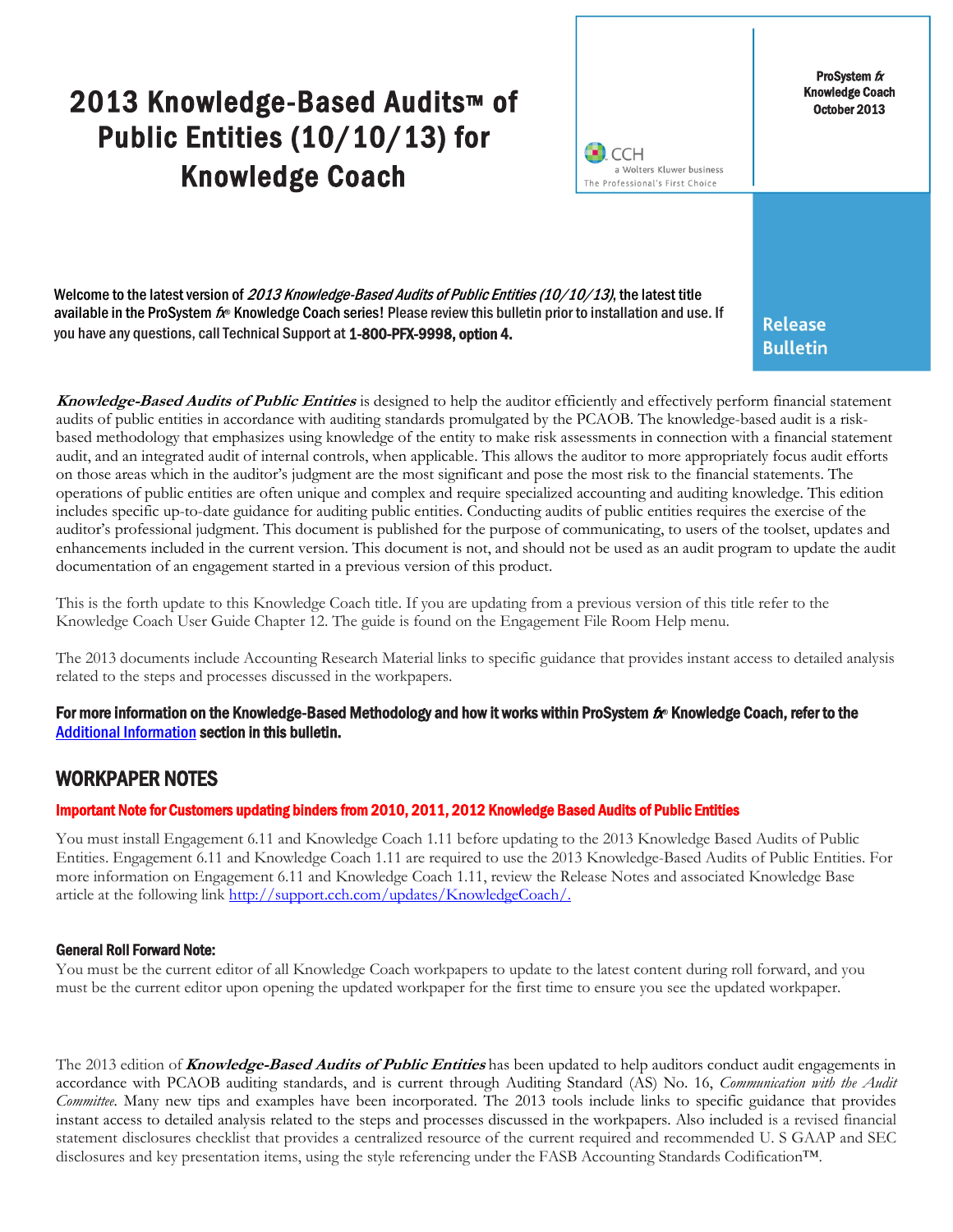# 2013 Knowledge-Based Audits™ of Public Entities (10/10/13) for Knowledge Coach

ProSystem *fx* Knowledge Coach October 2013

CCH a Wolters Kluwer business The Professional's First Choice

**Release Bulletin**

Welcome to the latest version of *2013 Knowledge-Based Audits of Public Entities (10/10/13)*, the latest title available in the ProSystem *fx*® Knowledge Coach series! Please review this bulletin prior to installation and use. If you have any questions, call Technical Support at **1-800-PFX-9998, option 4.**

***Knowledge-Based Audits of Public Entities*** is designed to help the auditor efficiently and effectively perform financial statement audits of public entities in accordance with auditing standards promulgated by the PCAOB. The knowledge-based audit is a risk-based methodology that emphasizes using knowledge of the entity to make risk assessments in connection with a financial statement audit, and an integrated audit of internal controls, when applicable. This allows the auditor to more appropriately focus audit efforts on those areas which in the auditor's judgment are the most significant and pose the most risk to the financial statements. The operations of public entities are often unique and complex and require specialized accounting and auditing knowledge. This edition includes specific up-to-date guidance for auditing public entities. Conducting audits of public entities requires the exercise of the auditor's professional judgment. This document is published for the purpose of communicating, to users of the toolset, updates and enhancements included in the current version. This document is not, and should not be used as an audit program to update the audit documentation of an engagement started in a previous version of this product.

This is the forth update to this Knowledge Coach title. If you are updating from a previous version of this title refer to the Knowledge Coach User Guide Chapter 12. The guide is found on the Engagement File Room Help menu.

The 2013 documents include Accounting Research Material links to specific guidance that provides instant access to detailed analysis related to the steps and processes discussed in the workpapers.

**For more information on the Knowledge-Based Methodology and how it works within ProSystem *fx*® Knowledge Coach, refer to the [Additional Information] section in this bulletin.**

## WORKPAPER NOTES

### Important Note for Customers updating binders from 2010, 2011, 2012 Knowledge Based Audits of Public Entities

You must install Engagement 6.11 and Knowledge Coach 1.11 before updating to the 2013 Knowledge Based Audits of Public Entities. Engagement 6.11 and Knowledge Coach 1.11 are required to use the 2013 Knowledge-Based Audits of Public Entities. For more information on Engagement 6.11 and Knowledge Coach 1.11, review the Release Notes and associated Knowledge Base article at the following link http://support.cch.com/updates/KnowledgeCoach/.

### General Roll Forward Note:

You must be the current editor of all Knowledge Coach workpapers to update to the latest content during roll forward, and you must be the current editor upon opening the updated workpaper for the first time to ensure you see the updated workpaper.

The 2013 edition of ***Knowledge-Based Audits of Public Entities*** has been updated to help auditors conduct audit engagements in accordance with PCAOB auditing standards, and is current through Auditing Standard (AS) No. 16, *Communication with the Audit Committee*. Many new tips and examples have been incorporated. The 2013 tools include links to specific guidance that provides instant access to detailed analysis related to the steps and processes discussed in the workpapers. Also included is a revised financial statement disclosures checklist that provides a centralized resource of the current required and recommended U. S GAAP and SEC disclosures and key presentation items, using the style referencing under the FASB Accounting Standards Codification™.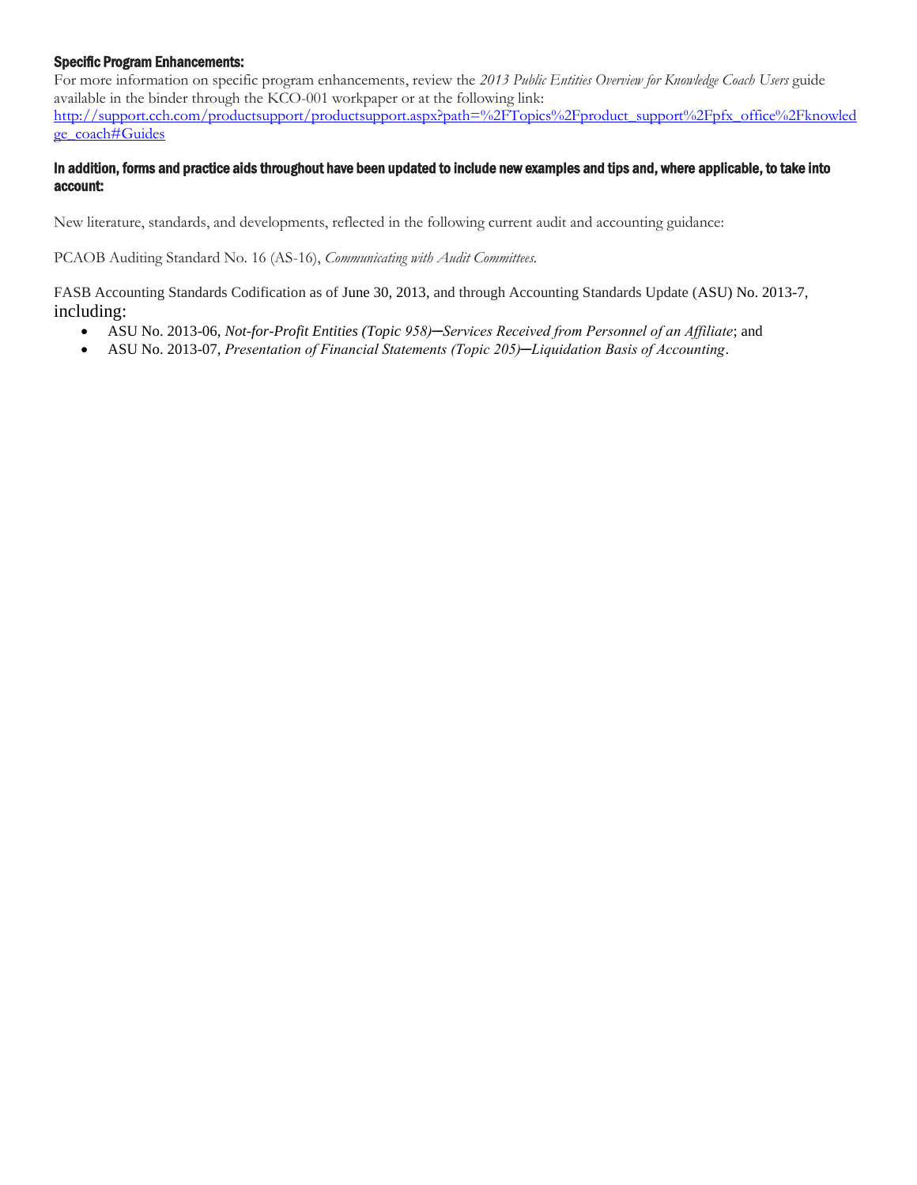**Specific Program Enhancements:**

For more information on specific program enhancements, review the *2013 Public Entities Overview for Knowledge Coach Users* guide available in the binder through the KCO-001 workpaper or at the following link: [http://support.cch.com/productsupport/productsupport.aspx?path=%2FTopics%2Fproduct_support%2Fpfx_office%2Fknowledge_coach#Guides](http://support.cch.com/productsupport/productsupport.aspx?path=%2FTopics%2Fproduct_support%2Fpfx_office%2Fknowledge_coach#Guides)

**In addition, forms and practice aids throughout have been updated to include new examples and tips and, where applicable, to take into account:**

New literature, standards, and developments, reflected in the following current audit and accounting guidance:

PCAOB Auditing Standard No. 16 (AS-16), *Communicating with Audit Committees.*

FASB Accounting Standards Codification as of June 30, 2013, and through Accounting Standards Update (ASU) No. 2013-7, including:

- ASU No. 2013-06, *Not-for-Profit Entities (Topic 958)—Services Received from Personnel of an Affiliate*; and
- ASU No. 2013-07, *Presentation of Financial Statements (Topic 205)—Liquidation Basis of Accounting*.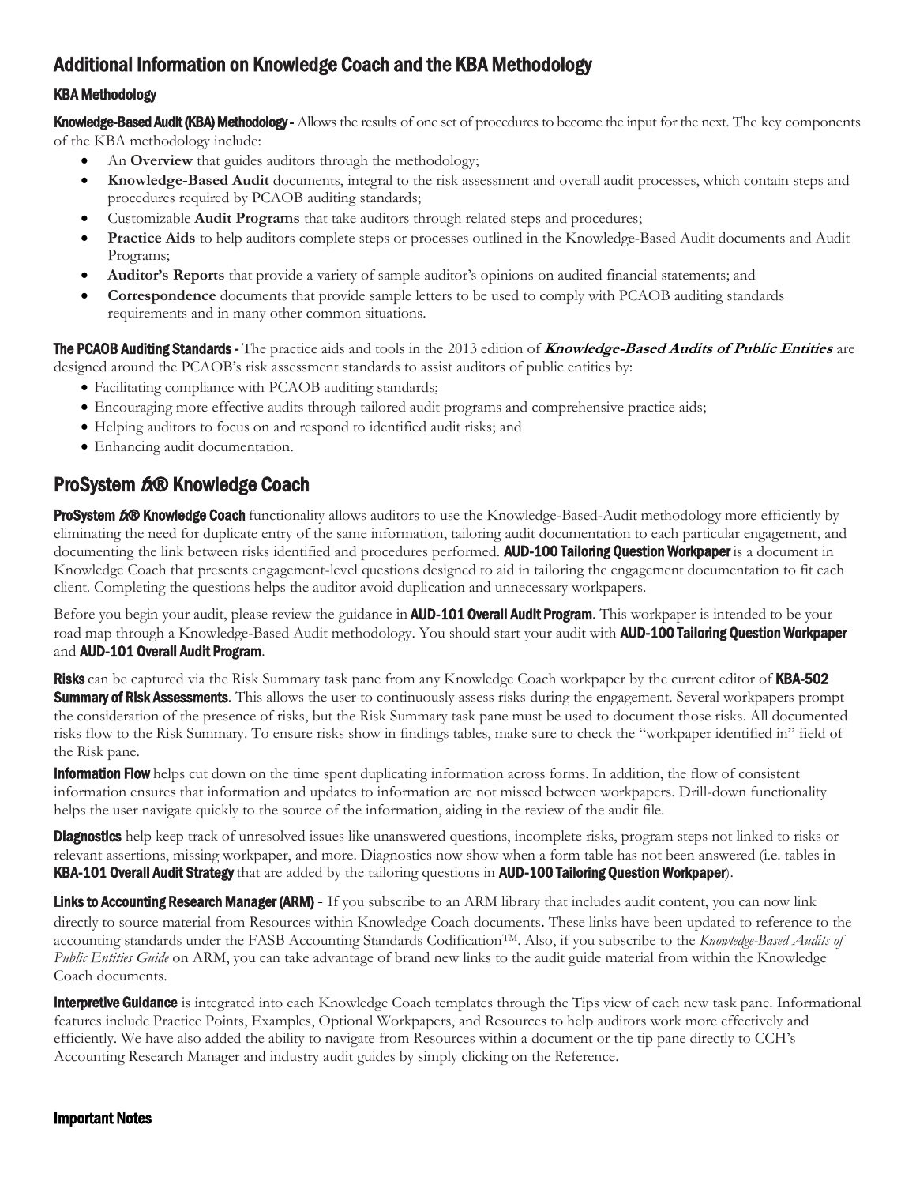## Additional Information on Knowledge Coach and the KBA Methodology

### KBA Methodology

**Knowledge-Based Audit (KBA) Methodology -** Allows the results of one set of procedures to become the input for the next. The key components of the KBA methodology include:

- An **Overview** that guides auditors through the methodology;
- **Knowledge-Based Audit** documents, integral to the risk assessment and overall audit processes, which contain steps and procedures required by PCAOB auditing standards;
- Customizable **Audit Programs** that take auditors through related steps and procedures;
- **Practice Aids** to help auditors complete steps or processes outlined in the Knowledge-Based Audit documents and Audit Programs;
- **Auditor's Reports** that provide a variety of sample auditor's opinions on audited financial statements; and
- **Correspondence** documents that provide sample letters to be used to comply with PCAOB auditing standards requirements and in many other common situations.

**The PCAOB Auditing Standards -** The practice aids and tools in the 2013 edition of ***Knowledge-Based Audits of Public Entities*** are designed around the PCAOB's risk assessment standards to assist auditors of public entities by:

- Facilitating compliance with PCAOB auditing standards;
- Encouraging more effective audits through tailored audit programs and comprehensive practice aids;
- Helping auditors to focus on and respond to identified audit risks; and
- Enhancing audit documentation.

## ProSystem *fx*® Knowledge Coach

**ProSystem *fx*® Knowledge Coach** functionality allows auditors to use the Knowledge-Based-Audit methodology more efficiently by eliminating the need for duplicate entry of the same information, tailoring audit documentation to each particular engagement, and documenting the link between risks identified and procedures performed. **AUD-100 Tailoring Question Workpaper** is a document in Knowledge Coach that presents engagement-level questions designed to aid in tailoring the engagement documentation to fit each client. Completing the questions helps the auditor avoid duplication and unnecessary workpapers.

Before you begin your audit, please review the guidance in **AUD-101 Overall Audit Program**. This workpaper is intended to be your road map through a Knowledge-Based Audit methodology. You should start your audit with **AUD-100 Tailoring Question Workpaper** and **AUD-101 Overall Audit Program**.

**Risks** can be captured via the Risk Summary task pane from any Knowledge Coach workpaper by the current editor of **KBA-502 Summary of Risk Assessments**. This allows the user to continuously assess risks during the engagement. Several workpapers prompt the consideration of the presence of risks, but the Risk Summary task pane must be used to document those risks. All documented risks flow to the Risk Summary. To ensure risks show in findings tables, make sure to check the "workpaper identified in" field of the Risk pane.

**Information Flow** helps cut down on the time spent duplicating information across forms. In addition, the flow of consistent information ensures that information and updates to information are not missed between workpapers. Drill-down functionality helps the user navigate quickly to the source of the information, aiding in the review of the audit file.

**Diagnostics** help keep track of unresolved issues like unanswered questions, incomplete risks, program steps not linked to risks or relevant assertions, missing workpaper, and more. Diagnostics now show when a form table has not been answered (i.e. tables in **KBA-101 Overall Audit Strategy** that are added by the tailoring questions in **AUD-100 Tailoring Question Workpaper**).

**Links to Accounting Research Manager (ARM)** - If you subscribe to an ARM library that includes audit content, you can now link directly to source material from Resources within Knowledge Coach documents. These links have been updated to reference to the accounting standards under the FASB Accounting Standards Codification™. Also, if you subscribe to the *Knowledge-Based Audits of Public Entities Guide* on ARM, you can take advantage of brand new links to the audit guide material from within the Knowledge Coach documents.

**Interpretive Guidance** is integrated into each Knowledge Coach templates through the Tips view of each new task pane. Informational features include Practice Points, Examples, Optional Workpapers, and Resources to help auditors work more effectively and efficiently. We have also added the ability to navigate from Resources within a document or the tip pane directly to CCH's Accounting Research Manager and industry audit guides by simply clicking on the Reference.

### Important Notes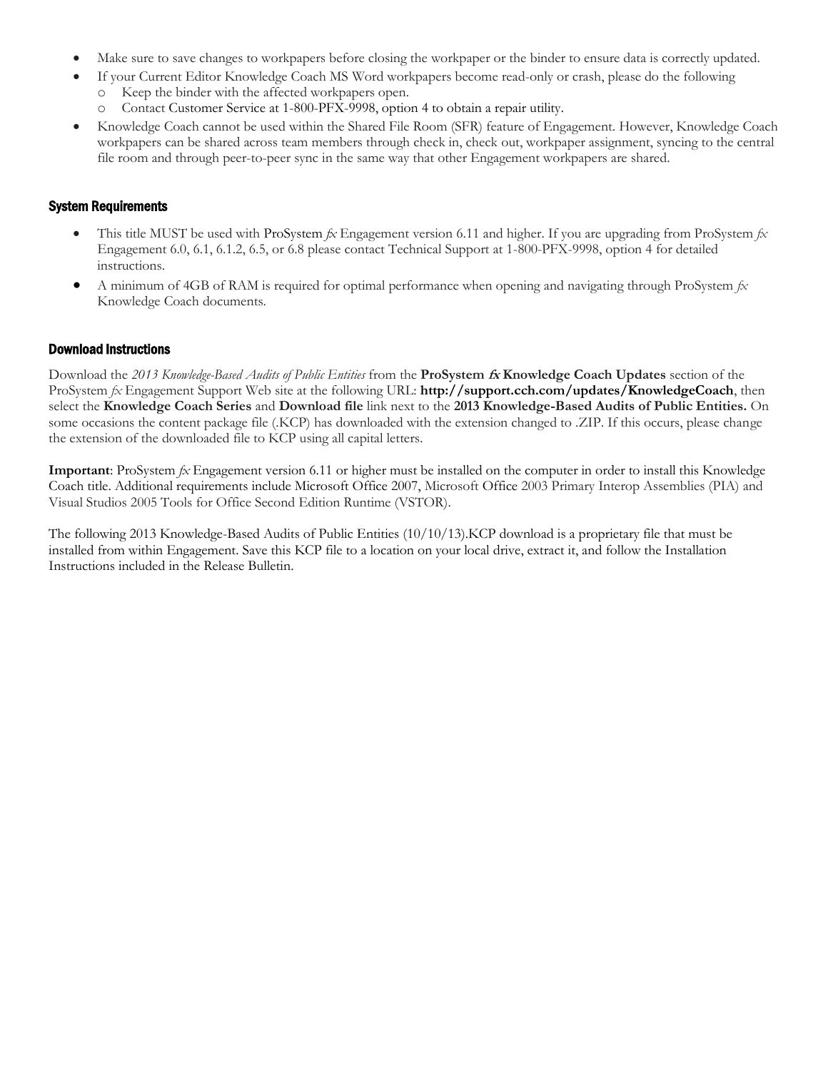- Make sure to save changes to workpapers before closing the workpaper or the binder to ensure data is correctly updated.
- If your Current Editor Knowledge Coach MS Word workpapers become read-only or crash, please do the following
  - Keep the binder with the affected workpapers open.
  - Contact Customer Service at 1-800-PFX-9998, option 4 to obtain a repair utility.
- Knowledge Coach cannot be used within the Shared File Room (SFR) feature of Engagement. However, Knowledge Coach workpapers can be shared across team members through check in, check out, workpaper assignment, syncing to the central file room and through peer-to-peer sync in the same way that other Engagement workpapers are shared.

## System Requirements

- This title MUST be used with ProSystem *fx* Engagement version 6.11 and higher. If you are upgrading from ProSystem *fx* Engagement 6.0, 6.1, 6.1.2, 6.5, or 6.8 please contact Technical Support at 1-800-PFX-9998, option 4 for detailed instructions.
- A minimum of 4GB of RAM is required for optimal performance when opening and navigating through ProSystem *fx* Knowledge Coach documents.

## Download Instructions

Download the *2013 Knowledge-Based Audits of Public Entities* from the **ProSystem *fx* Knowledge Coach Updates** section of the ProSystem *fx* Engagement Support Web site at the following URL: **http://support.cch.com/updates/KnowledgeCoach**, then select the **Knowledge Coach Series** and **Download file** link next to the **2013 Knowledge-Based Audits of Public Entities.** On some occasions the content package file (.KCP) has downloaded with the extension changed to .ZIP. If this occurs, please change the extension of the downloaded file to KCP using all capital letters.

**Important**: ProSystem *fx* Engagement version 6.11 or higher must be installed on the computer in order to install this Knowledge Coach title. Additional requirements include Microsoft Office 2007, Microsoft Office 2003 Primary Interop Assemblies (PIA) and Visual Studios 2005 Tools for Office Second Edition Runtime (VSTOR).

The following 2013 Knowledge-Based Audits of Public Entities (10/10/13).KCP download is a proprietary file that must be installed from within Engagement. Save this KCP file to a location on your local drive, extract it, and follow the Installation Instructions included in the Release Bulletin.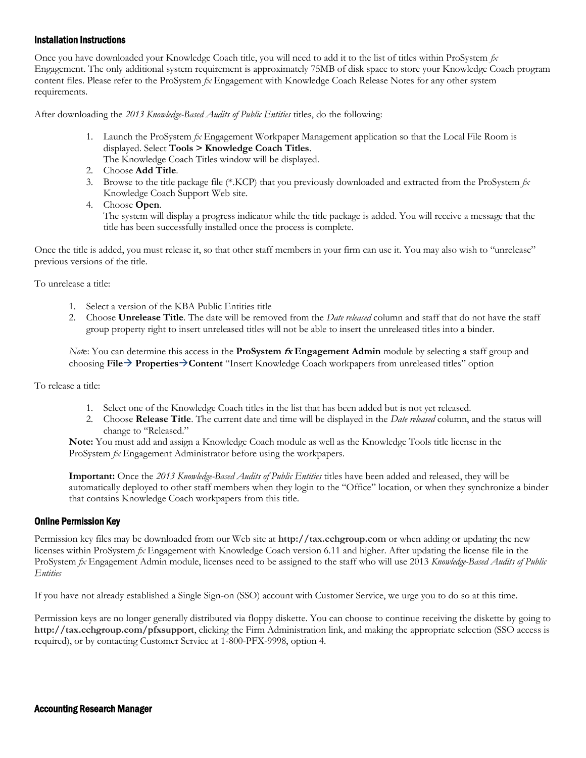## Installation Instructions

Once you have downloaded your Knowledge Coach title, you will need to add it to the list of titles within ProSystem *fx* Engagement. The only additional system requirement is approximately 75MB of disk space to store your Knowledge Coach program content files. Please refer to the ProSystem *fx* Engagement with Knowledge Coach Release Notes for any other system requirements.

After downloading the *2013 Knowledge-Based Audits of Public Entities* titles, do the following:

1. Launch the ProSystem *fx* Engagement Workpaper Management application so that the Local File Room is displayed. Select **Tools > Knowledge Coach Titles**.
   The Knowledge Coach Titles window will be displayed.
2. Choose **Add Title**.
3. Browse to the title package file (*.KCP) that you previously downloaded and extracted from the ProSystem *fx* Knowledge Coach Support Web site.
4. Choose **Open**.
   The system will display a progress indicator while the title package is added. You will receive a message that the title has been successfully installed once the process is complete.

Once the title is added, you must release it, so that other staff members in your firm can use it. You may also wish to "unrelease" previous versions of the title.

To unrelease a title:

1. Select a version of the KBA Public Entities title
2. Choose **Unrelease Title**. The date will be removed from the *Date released* column and staff that do not have the staff group property right to insert unreleased titles will not be able to insert the unreleased titles into a binder.

*Not*e: You can determine this access in the **ProSystem *fx* Engagement Admin** module by selecting a staff group and choosing **File→ Properties→Content** "Insert Knowledge Coach workpapers from unreleased titles" option

To release a title:

1. Select one of the Knowledge Coach titles in the list that has been added but is not yet released.
2. Choose **Release Title**. The current date and time will be displayed in the *Date released* column, and the status will change to "Released."

**Note:** You must add and assign a Knowledge Coach module as well as the Knowledge Tools title license in the ProSystem *fx* Engagement Administrator before using the workpapers.

**Important:** Once the *2013 Knowledge-Based Audits of Public Entities* titles have been added and released, they will be automatically deployed to other staff members when they login to the "Office" location, or when they synchronize a binder that contains Knowledge Coach workpapers from this title.

## Online Permission Key

Permission key files may be downloaded from our Web site at **http://tax.cchgroup.com** or when adding or updating the new licenses within ProSystem *fx* Engagement with Knowledge Coach version 6.11 and higher. After updating the license file in the ProSystem *fx* Engagement Admin module, licenses need to be assigned to the staff who will use 2013 *Knowledge-Based Audits of Public Entities*

If you have not already established a Single Sign-on (SSO) account with Customer Service, we urge you to do so at this time.

Permission keys are no longer generally distributed via floppy diskette. You can choose to continue receiving the diskette by going to **http://tax.cchgroup.com/pfxsupport**, clicking the Firm Administration link, and making the appropriate selection (SSO access is required), or by contacting Customer Service at 1-800-PFX-9998, option 4.

## Accounting Research Manager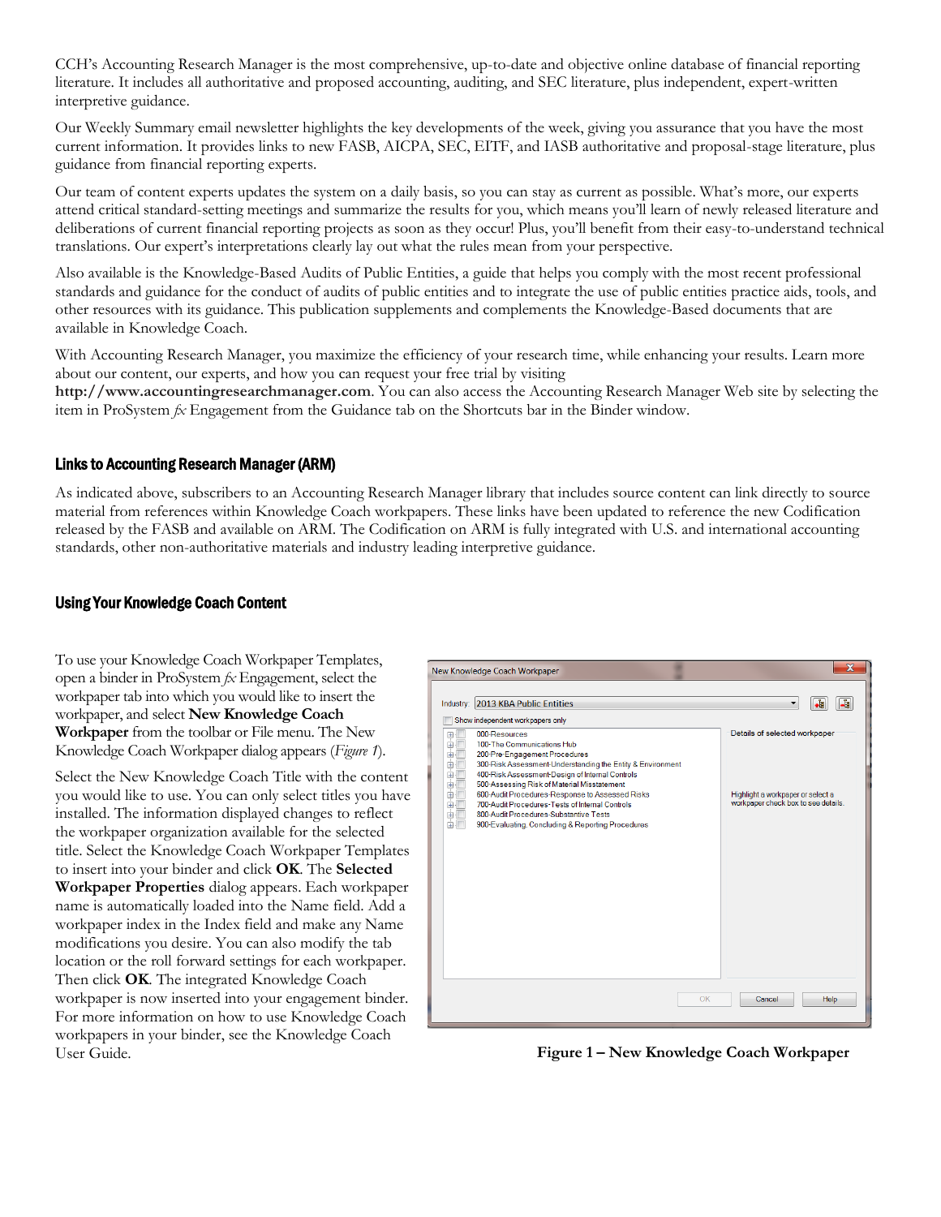CCH's Accounting Research Manager is the most comprehensive, up-to-date and objective online database of financial reporting literature. It includes all authoritative and proposed accounting, auditing, and SEC literature, plus independent, expert-written interpretive guidance.

Our Weekly Summary email newsletter highlights the key developments of the week, giving you assurance that you have the most current information. It provides links to new FASB, AICPA, SEC, EITF, and IASB authoritative and proposal-stage literature, plus guidance from financial reporting experts.

Our team of content experts updates the system on a daily basis, so you can stay as current as possible. What's more, our experts attend critical standard-setting meetings and summarize the results for you, which means you'll learn of newly released literature and deliberations of current financial reporting projects as soon as they occur! Plus, you'll benefit from their easy-to-understand technical translations. Our expert's interpretations clearly lay out what the rules mean from your perspective.

Also available is the Knowledge-Based Audits of Public Entities, a guide that helps you comply with the most recent professional standards and guidance for the conduct of audits of public entities and to integrate the use of public entities practice aids, tools, and other resources with its guidance. This publication supplements and complements the Knowledge-Based documents that are available in Knowledge Coach.

With Accounting Research Manager, you maximize the efficiency of your research time, while enhancing your results. Learn more about our content, our experts, and how you can request your free trial by visiting **http://www.accountingresearchmanager.com**. You can also access the Accounting Research Manager Web site by selecting the item in ProSystem *fx* Engagement from the Guidance tab on the Shortcuts bar in the Binder window.

## Links to Accounting Research Manager (ARM)

As indicated above, subscribers to an Accounting Research Manager library that includes source content can link directly to source material from references within Knowledge Coach workpapers. These links have been updated to reference the new Codification released by the FASB and available on ARM. The Codification on ARM is fully integrated with U.S. and international accounting standards, other non-authoritative materials and industry leading interpretive guidance.

## Using Your Knowledge Coach Content

To use your Knowledge Coach Workpaper Templates, open a binder in ProSystem *fx* Engagement, select the workpaper tab into which you would like to insert the workpaper, and select **New Knowledge Coach Workpaper** from the toolbar or File menu. The New Knowledge Coach Workpaper dialog appears (*Figure 1*).

Select the New Knowledge Coach Title with the content you would like to use. You can only select titles you have installed. The information displayed changes to reflect the workpaper organization available for the selected title. Select the Knowledge Coach Workpaper Templates to insert into your binder and click **OK**. The **Selected Workpaper Properties** dialog appears. Each workpaper name is automatically loaded into the Name field. Add a workpaper index in the Index field and make any Name modifications you desire. You can also modify the tab location or the roll forward settings for each workpaper. Then click **OK**. The integrated Knowledge Coach workpaper is now inserted into your engagement binder. For more information on how to use Knowledge Coach workpapers in your binder, see the Knowledge Coach User Guide.

**Figure 1 – New Knowledge Coach Workpaper**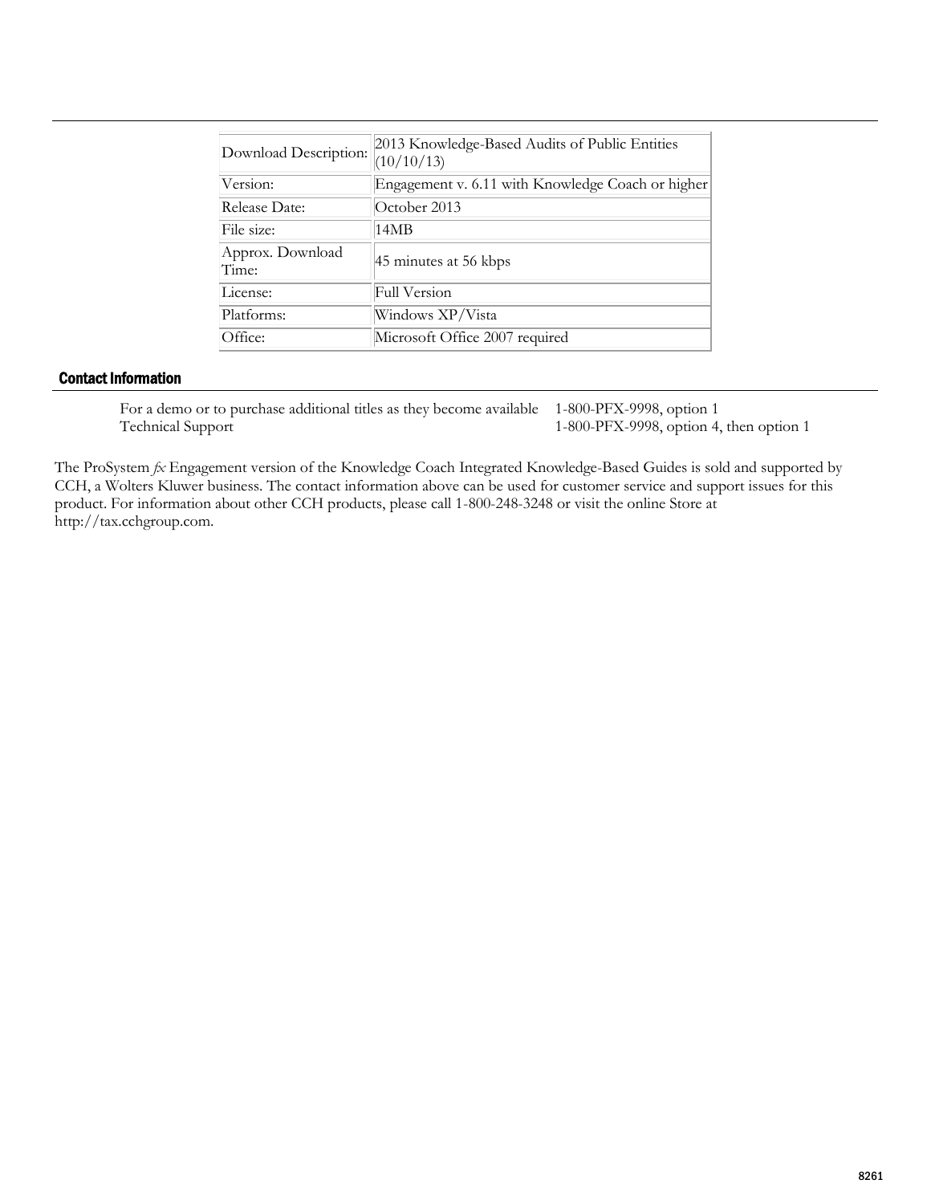| | |
|---|---|
| Download Description: | 2013 Knowledge-Based Audits of Public Entities (10/10/13) |
| Version: | Engagement v. 6.11 with Knowledge Coach or higher |
| Release Date: | October 2013 |
| File size: | 14MB |
| Approx. Download Time: | 45 minutes at 56 kbps |
| License: | Full Version |
| Platforms: | Windows XP/Vista |
| Office: | Microsoft Office 2007 required |

## Contact Information

| | |
|---|---|
| For a demo or to purchase additional titles as they become available | 1-800-PFX-9998, option 1 |
| Technical Support | 1-800-PFX-9998, option 4, then option 1 |

The ProSystem *fx* Engagement version of the Knowledge Coach Integrated Knowledge-Based Guides is sold and supported by CCH, a Wolters Kluwer business. The contact information above can be used for customer service and support issues for this product. For information about other CCH products, please call 1-800-248-3248 or visit the online Store at http://tax.cchgroup.com.

8261